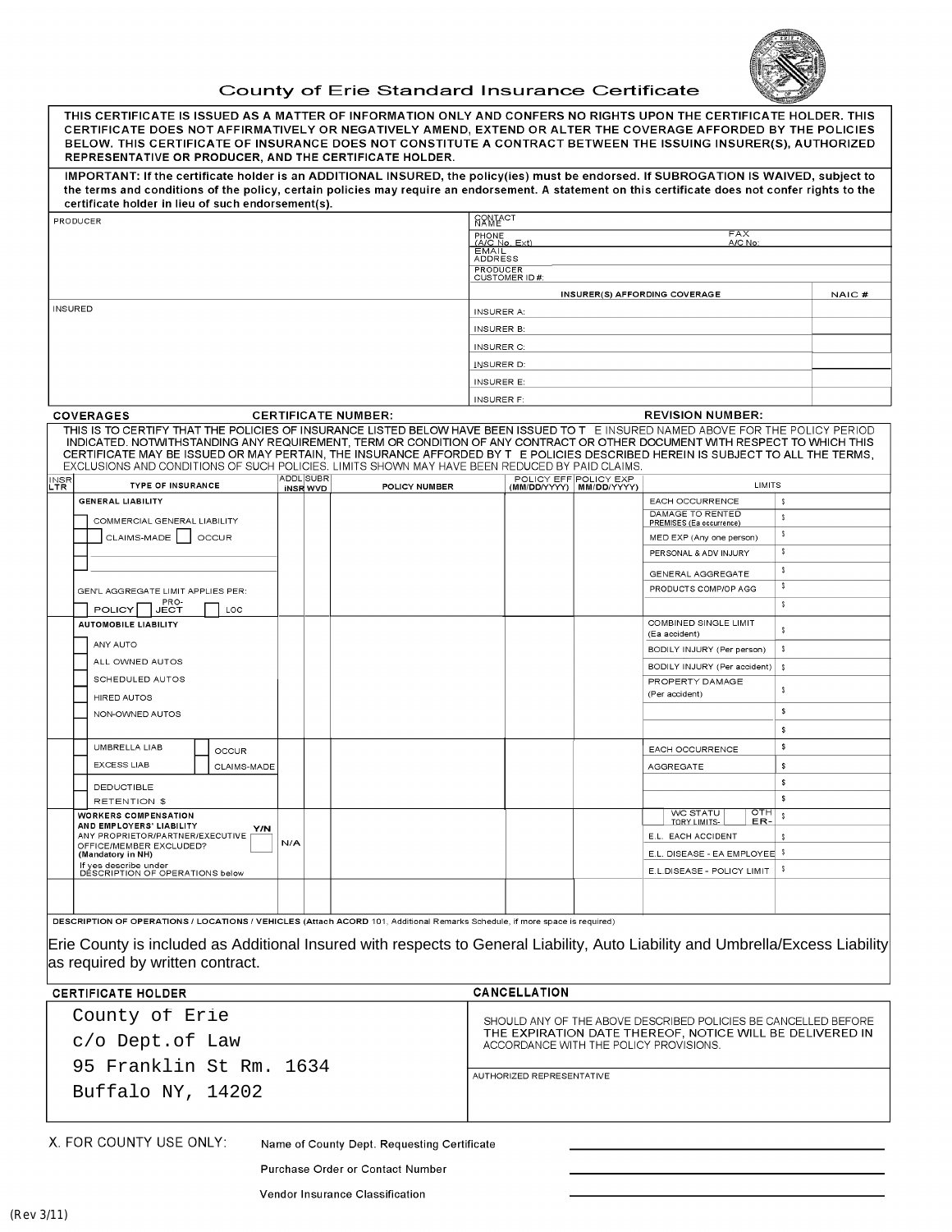# County of Erie Standard Insurance Certificate

**THIS CERTIFICATE IS ISSUED AS A MATTER OF INFORMATION ONLY AND CONFERS NO RIGHTS UPON THE CERTIFICATE HOLDER. THIS CERTIFICATE DOES NOT AFFIRMATIVELY OR NEGATIVELY AMEND, EXTEND OR ALTER THE COVERAGE AFFORDED BY THE POLICIES BELOW. THIS CERTIFICATE OF INSURANCE DOES NOT CONSTITUTE A CONTRACT BETWEEN THE ISSUING INSURER(S), AUTHORIZED REPRESENTATIVE OR PRODUCER, AND THE CERTIFICATE HOLDER.**

**IMPORTANT: If the certificate holder is an ADDITIONAL INSURED, the policy(ies) must be endorsed. If SUBROGATION IS WAIVED, subject to the terms and conditions of the policy, certain policies may require an endorsement. A statement on this certificate does not confer rights to the certificate holder in lieu of such endorsement(s).**

| PRODUCER | CONTACT NAME | | |
|---|---|---|---|
| | PHONE (A/C No, Ext) | FAX A/C No: | |
| | EMAIL ADDRESS | | |
| | PRODUCER CUSTOMER ID #: | | |
| | INSURER(S) AFFORDING COVERAGE | | NAIC # |
| INSURED | INSURER A: | | |
| | INSURER B: | | |
| | INSURER C: | | |
| | INSURER D: | | |
| | INSURER E: | | |
| | INSURER F: | | |

**COVERAGES** **CERTIFICATE NUMBER:** **REVISION NUMBER:**

THIS IS TO CERTIFY THAT THE POLICIES OF INSURANCE LISTED BELOW HAVE BEEN ISSUED TO THE INSURED NAMED ABOVE FOR THE POLICY PERIOD INDICATED. NOTWITHSTANDING ANY REQUIREMENT, TERM OR CONDITION OF ANY CONTRACT OR OTHER DOCUMENT WITH RESPECT TO WHICH THIS CERTIFICATE MAY BE ISSUED OR MAY PERTAIN, THE INSURANCE AFFORDED BY THE POLICIES DESCRIBED HEREIN IS SUBJECT TO ALL THE TERMS, EXCLUSIONS AND CONDITIONS OF SUCH POLICIES. LIMITS SHOWN MAY HAVE BEEN REDUCED BY PAID CLAIMS.

| INSR LTR | TYPE OF INSURANCE | ADDL INSR | SUBR WVD | POLICY NUMBER | POLICY EFF (MM/DD/YYYY) | POLICY EXP MM/DD/YYYY) | LIMITS | |
|---|---|---|---|---|---|---|---|---|
| | **GENERAL LIABILITY** | | | | | | EACH OCCURRENCE | $ |
| | ☐ COMMERCIAL GENERAL LIABILITY | | | | | | DAMAGE TO RENTED PREMISES (Ea occurrence) | $ |
| | ☐ ☐ CLAIMS-MADE ☐ OCCUR | | | | | | MED EXP (Any one person) | $ |
| | ☐ | | | | | | PERSONAL & ADV INJURY | $ |
| | ☐ | | | | | | GENERAL AGGREGATE | $ |
| | GEN'L AGGREGATE LIMIT APPLIES PER: | | | | | | PRODUCTS COMP/OP AGG | $ |
| | ☐ POLICY ☐ PRO-JECT ☐ LOC | | | | | | | $ |
| | **AUTOMOBILE LIABILITY** | | | | | | COMBINED SINGLE LIMIT (Ea accident) | $ |
| | ☐ ANY AUTO | | | | | | BODILY INJURY (Per person) | $ |
| | ☐ ALL OWNED AUTOS | | | | | | BODILY INJURY (Per accident) | $ |
| | ☐ SCHEDULED AUTOS | | | | | | PROPERTY DAMAGE (Per accident) | $ |
| | ☐ HIRED AUTOS | | | | | | | |
| | ☐ NON-OWNED AUTOS | | | | | | | $ |
| | ☐ | | | | | | | $ |
| | ☐ UMBRELLA LIAB ☐ OCCUR | | | | | | EACH OCCURRENCE | $ |
| | ☐ EXCESS LIAB ☐ CLAIMS-MADE | | | | | | AGGREGATE | $ |
| | ☐ DEDUCTIBLE | | | | | | | $ |
| | ☐ RETENTION $ | | | | | | | $ |
| | **WORKERS COMPENSATION AND EMPLOYERS' LIABILITY** Y/N ANY PROPRIETOR/PARTNER/EXECUTIVE OFFICE/MEMBER EXCLUDED? ☐ **(Mandatory in NH)** If yes describe under DESCRIPTION OF OPERATIONS below | N/A | | | | | ☐ WC STATUTORY LIMITS ☐ OTHER | $ |
| | | | | | | | E.L. EACH ACCIDENT | $ |
| | | | | | | | E.L. DISEASE - EA EMPLOYEE | $ |
| | | | | | | | E.L.DISEASE - POLICY LIMIT | $ |
| | | | | | | | | |

**DESCRIPTION OF OPERATIONS / LOCATIONS / VEHICLES** (Attach ACORD 101, Additional Remarks Schedule, if more space is required)

Erie County is included as Additional Insured with respects to General Liability, Auto Liability and Umbrella/Excess Liability as required by written contract.

| **CERTIFICATE HOLDER** | **CANCELLATION** |
|---|---|
| County of Erie<br>c/o Dept.of Law<br>95 Franklin St Rm. 1634<br>Buffalo NY, 14202 | SHOULD ANY OF THE ABOVE DESCRIBED POLICIES BE CANCELLED BEFORE THE EXPIRATION DATE THEREOF, NOTICE WILL BE DELIVERED IN ACCORDANCE WITH THE POLICY PROVISIONS.<br><br>AUTHORIZED REPRESENTATIVE |

X. FOR COUNTY USE ONLY:

Name of County Dept. Requesting Certificate ____________________

Purchase Order or Contact Number ____________________

Vendor Insurance Classification ____________________

(Rev 3/11)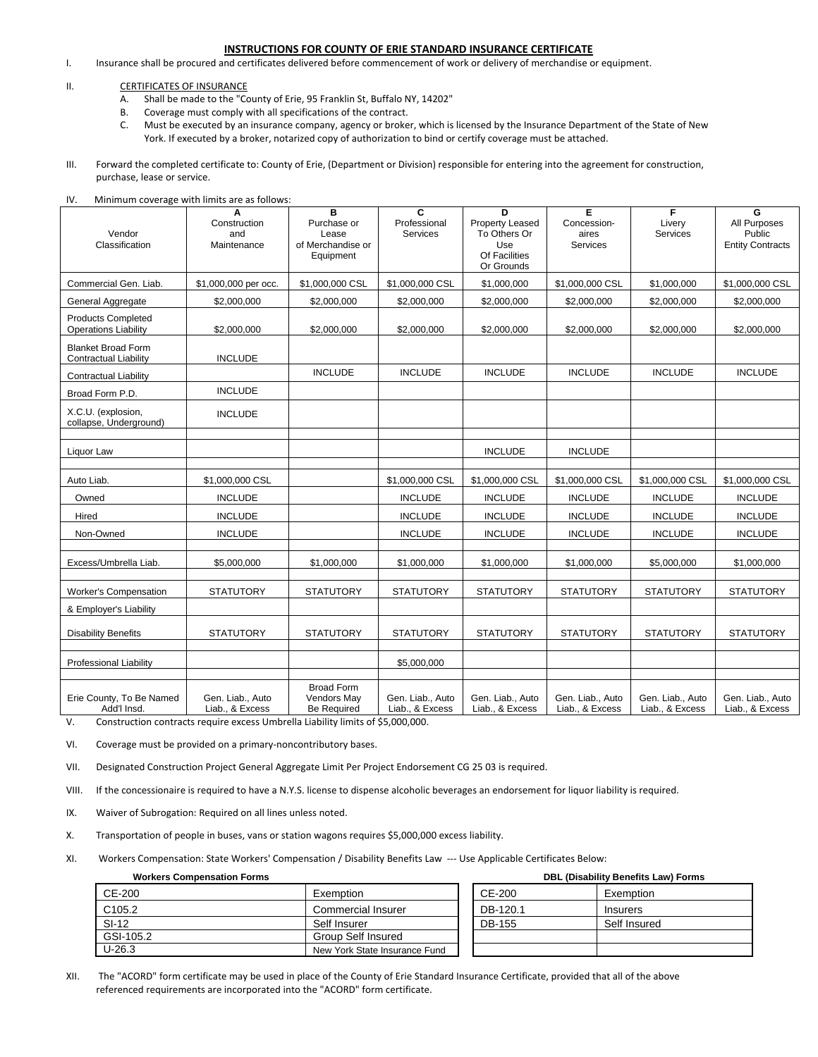## INSTRUCTIONS FOR COUNTY OF ERIE STANDARD INSURANCE CERTIFICATE

I. Insurance shall be procured and certificates delivered before commencement of work or delivery of merchandise or equipment.

II. CERTIFICATES OF INSURANCE
   A. Shall be made to the "County of Erie, 95 Franklin St, Buffalo NY, 14202"
   B. Coverage must comply with all specifications of the contract.
   C. Must be executed by an insurance company, agency or broker, which is licensed by the Insurance Department of the State of New York. If executed by a broker, notarized copy of authorization to bind or certify coverage must be attached.

III. Forward the completed certificate to: County of Erie, (Department or Division) responsible for entering into the agreement for construction, purchase, lease or service.

IV. Minimum coverage with limits are as follows:

| Vendor Classification | A Construction and Maintenance | B Purchase or Lease of Merchandise or Equipment | C Professional Services | D Property Leased To Others Or Use Of Facilities Or Grounds | E Concession-aires Services | F Livery Services | G All Purposes Public Entity Contracts |
|---|---|---|---|---|---|---|---|
| Commercial Gen. Liab. | $1,000,000 per occ. | $1,000,000 CSL | $1,000,000 CSL | $1,000,000 | $1,000,000 CSL | $1,000,000 | $1,000,000 CSL |
| General Aggregate | $2,000,000 | $2,000,000 | $2,000,000 | $2,000,000 | $2,000,000 | $2,000,000 | $2,000,000 |
| Products Completed Operations Liability | $2,000,000 | $2,000,000 | $2,000,000 | $2,000,000 | $2,000,000 | $2,000,000 | $2,000,000 |
| Blanket Broad Form Contractual Liability | INCLUDE | | | | | | |
| Contractual Liability | | INCLUDE | INCLUDE | INCLUDE | INCLUDE | INCLUDE | INCLUDE |
| Broad Form P.D. | INCLUDE | | | | | | |
| X.C.U. (explosion, collapse, Underground) | INCLUDE | | | | | | |
| Liquor Law | | | | INCLUDE | INCLUDE | | |
| Auto Liab. | $1,000,000 CSL | | $1,000,000 CSL | $1,000,000 CSL | $1,000,000 CSL | $1,000,000 CSL | $1,000,000 CSL |
| Owned | INCLUDE | | INCLUDE | INCLUDE | INCLUDE | INCLUDE | INCLUDE |
| Hired | INCLUDE | | INCLUDE | INCLUDE | INCLUDE | INCLUDE | INCLUDE |
| Non-Owned | INCLUDE | | INCLUDE | INCLUDE | INCLUDE | INCLUDE | INCLUDE |
| Excess/Umbrella Liab. | $5,000,000 | $1,000,000 | $1,000,000 | $1,000,000 | $1,000,000 | $5,000,000 | $1,000,000 |
| Worker's Compensation | STATUTORY | STATUTORY | STATUTORY | STATUTORY | STATUTORY | STATUTORY | STATUTORY |
| & Employer's Liability | | | | | | | |
| Disability Benefits | STATUTORY | STATUTORY | STATUTORY | STATUTORY | STATUTORY | STATUTORY | STATUTORY |
| Professional Liability | | | $5,000,000 | | | | |
| Erie County, To Be Named Add'l Insd. | Gen. Liab., Auto Liab., & Excess | Broad Form Vendors May Be Required | Gen. Liab., Auto Liab., & Excess | Gen. Liab., Auto Liab., & Excess | Gen. Liab., Auto Liab., & Excess | Gen. Liab., Auto Liab., & Excess | Gen. Liab., Auto Liab., & Excess |

V. Construction contracts require excess Umbrella Liability limits of $5,000,000.

VI. Coverage must be provided on a primary-noncontributory bases.

VII. Designated Construction Project General Aggregate Limit Per Project Endorsement CG 25 03 is required.

VIII. If the concessionaire is required to have a N.Y.S. license to dispense alcoholic beverages an endorsement for liquor liability is required.

IX. Waiver of Subrogation: Required on all lines unless noted.

X. Transportation of people in buses, vans or station wagons requires $5,000,000 excess liability.

XI. Workers Compensation: State Workers' Compensation / Disability Benefits Law --- Use Applicable Certificates Below:

**Workers Compensation Forms**

| | |
|---|---|
| CE-200 | Exemption |
| C105.2 | Commercial Insurer |
| SI-12 | Self Insurer |
| GSI-105.2 | Group Self Insured |
| U-26.3 | New York State Insurance Fund |

**DBL (Disability Benefits Law) Forms**

| | |
|---|---|
| CE-200 | Exemption |
| DB-120.1 | Insurers |
| DB-155 | Self Insured |
| | |
| | |

XII. The "ACORD" form certificate may be used in place of the County of Erie Standard Insurance Certificate, provided that all of the above referenced requirements are incorporated into the "ACORD" form certificate.